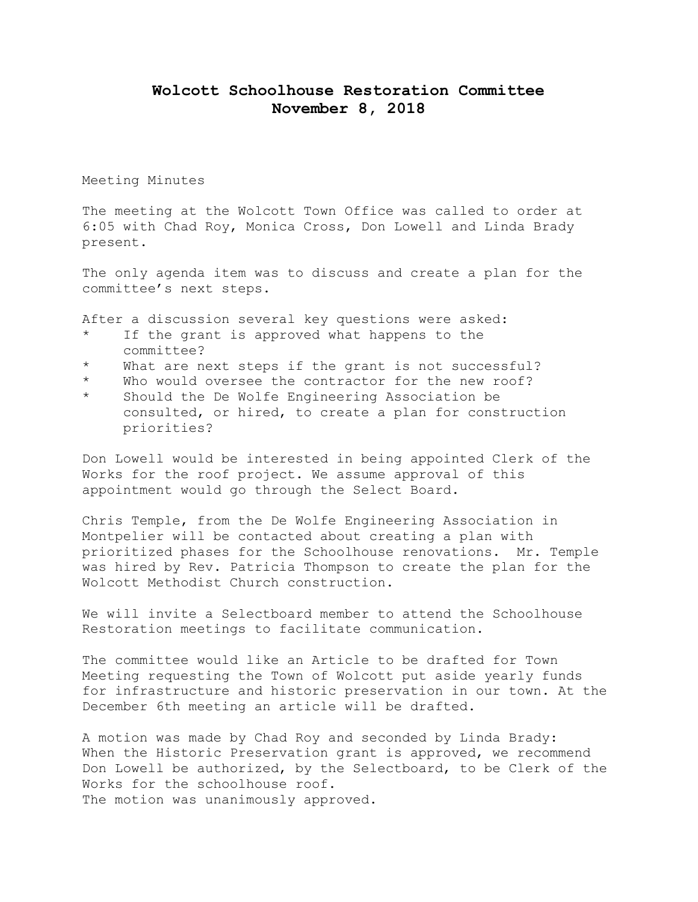# Wolcott Schoolhouse Restoration Committee
## November 8, 2018

Meeting Minutes

The meeting at the Wolcott Town Office was called to order at 6:05 with Chad Roy, Monica Cross, Don Lowell and Linda Brady present.

The only agenda item was to discuss and create a plan for the committee's next steps.

After a discussion several key questions were asked:

* If the grant is approved what happens to the committee?
* What are next steps if the grant is not successful?
* Who would oversee the contractor for the new roof?
* Should the De Wolfe Engineering Association be consulted, or hired, to create a plan for construction priorities?

Don Lowell would be interested in being appointed Clerk of the Works for the roof project. We assume approval of this appointment would go through the Select Board.

Chris Temple, from the De Wolfe Engineering Association in Montpelier will be contacted about creating a plan with prioritized phases for the Schoolhouse renovations. Mr. Temple was hired by Rev. Patricia Thompson to create the plan for the Wolcott Methodist Church construction.

We will invite a Selectboard member to attend the Schoolhouse Restoration meetings to facilitate communication.

The committee would like an Article to be drafted for Town Meeting requesting the Town of Wolcott put aside yearly funds for infrastructure and historic preservation in our town. At the December 6th meeting an article will be drafted.

A motion was made by Chad Roy and seconded by Linda Brady: When the Historic Preservation grant is approved, we recommend Don Lowell be authorized, by the Selectboard, to be Clerk of the Works for the schoolhouse roof.
The motion was unanimously approved.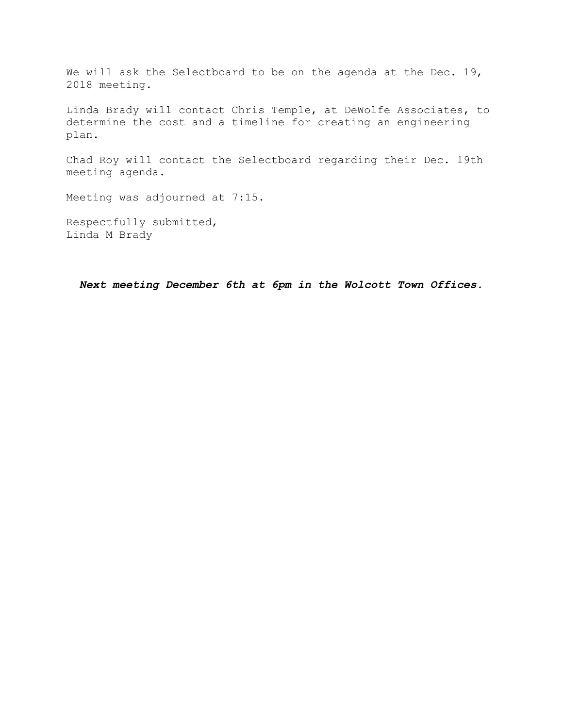We will ask the Selectboard to be on the agenda at the Dec. 19, 2018 meeting.

Linda Brady will contact Chris Temple, at DeWolfe Associates, to determine the cost and a timeline for creating an engineering plan.

Chad Roy will contact the Selectboard regarding their Dec. 19th meeting agenda.

Meeting was adjourned at 7:15.

Respectfully submitted,
Linda M Brady

***Next meeting December 6th at 6pm in the Wolcott Town Offices.***